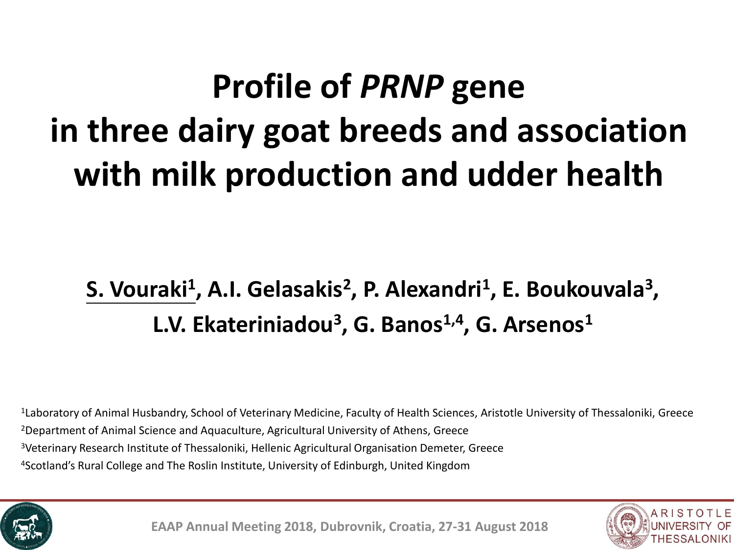# Profile of *PRNP* gene in three dairy goat breeds and association with milk production and udder health

**S. Vouraki[1], A.I. Gelasakis[2], P. Alexandri[1], E. Boukouvala[3], L.V. Ekateriniadou[3], G. Banos[1,4], G. Arsenos[1]**

[1]Laboratory of Animal Husbandry, School of Veterinary Medicine, Faculty of Health Sciences, Aristotle University of Thessaloniki, Greece

[2]Department of Animal Science and Aquaculture, Agricultural University of Athens, Greece

[3]Veterinary Research Institute of Thessaloniki, Hellenic Agricultural Organisation Demeter, Greece

[4]Scotland's Rural College and The Roslin Institute, University of Edinburgh, United Kingdom

EAAP Annual Meeting 2018, Dubrovnik, Croatia, 27-31 August 2018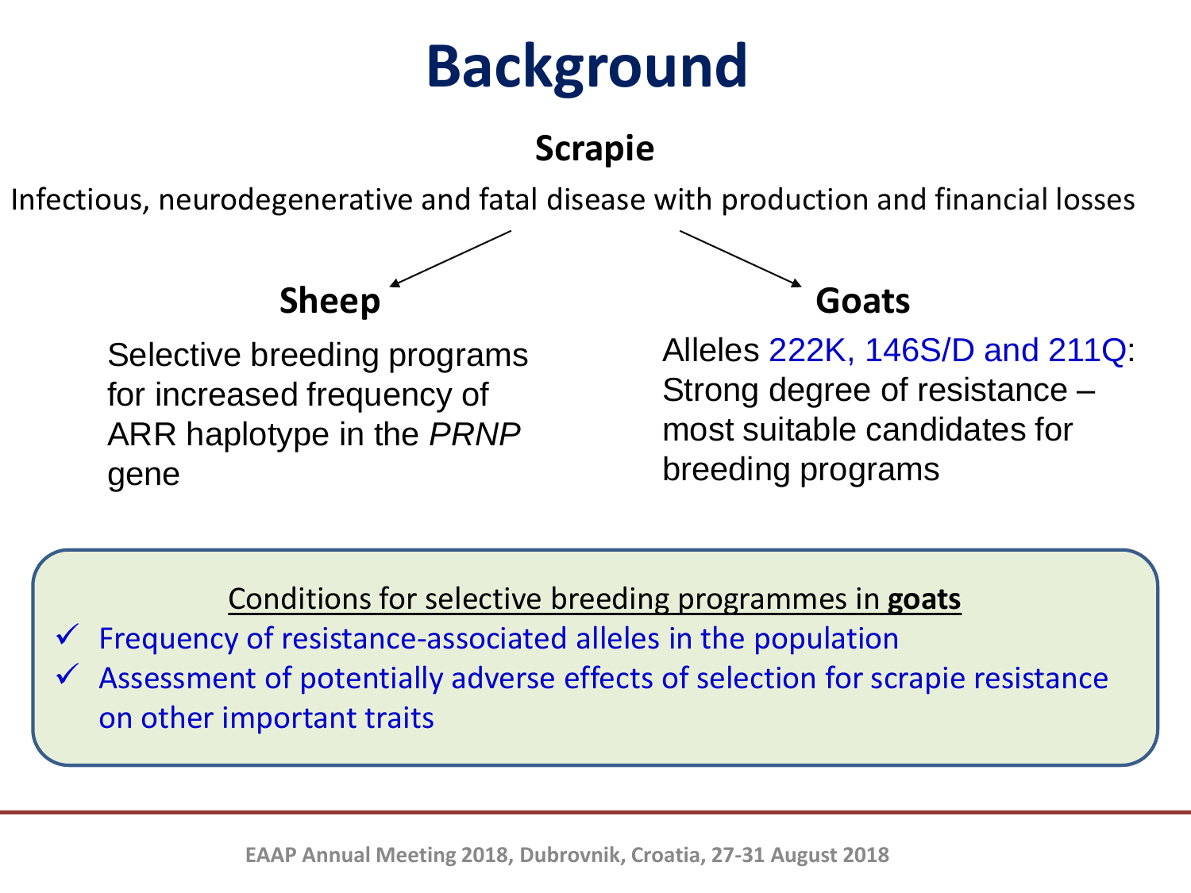# Background

## Scrapie

Infectious, neurodegenerative and fatal disease with production and financial losses

### Sheep

Selective breeding programs for increased frequency of ARR haplotype in the *PRNP* gene

### Goats

Alleles 222K, 146S/D and 211Q: Strong degree of resistance – most suitable candidates for breeding programs

Conditions for selective breeding programmes in **goats**

- ✓ Frequency of resistance-associated alleles in the population
- ✓ Assessment of potentially adverse effects of selection for scrapie resistance on other important traits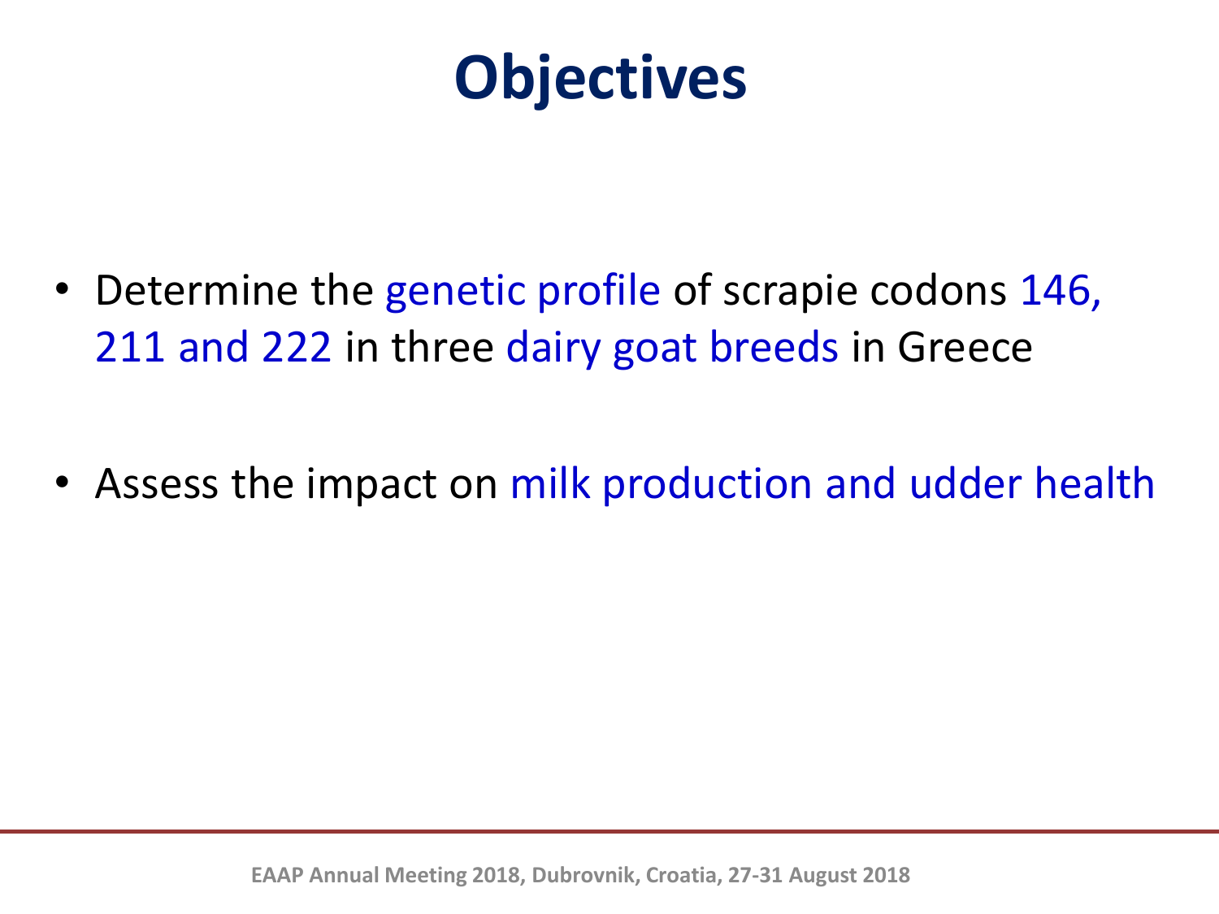# Objectives

- Determine the genetic profile of scrapie codons 146, 211 and 222 in three dairy goat breeds in Greece
- Assess the impact on milk production and udder health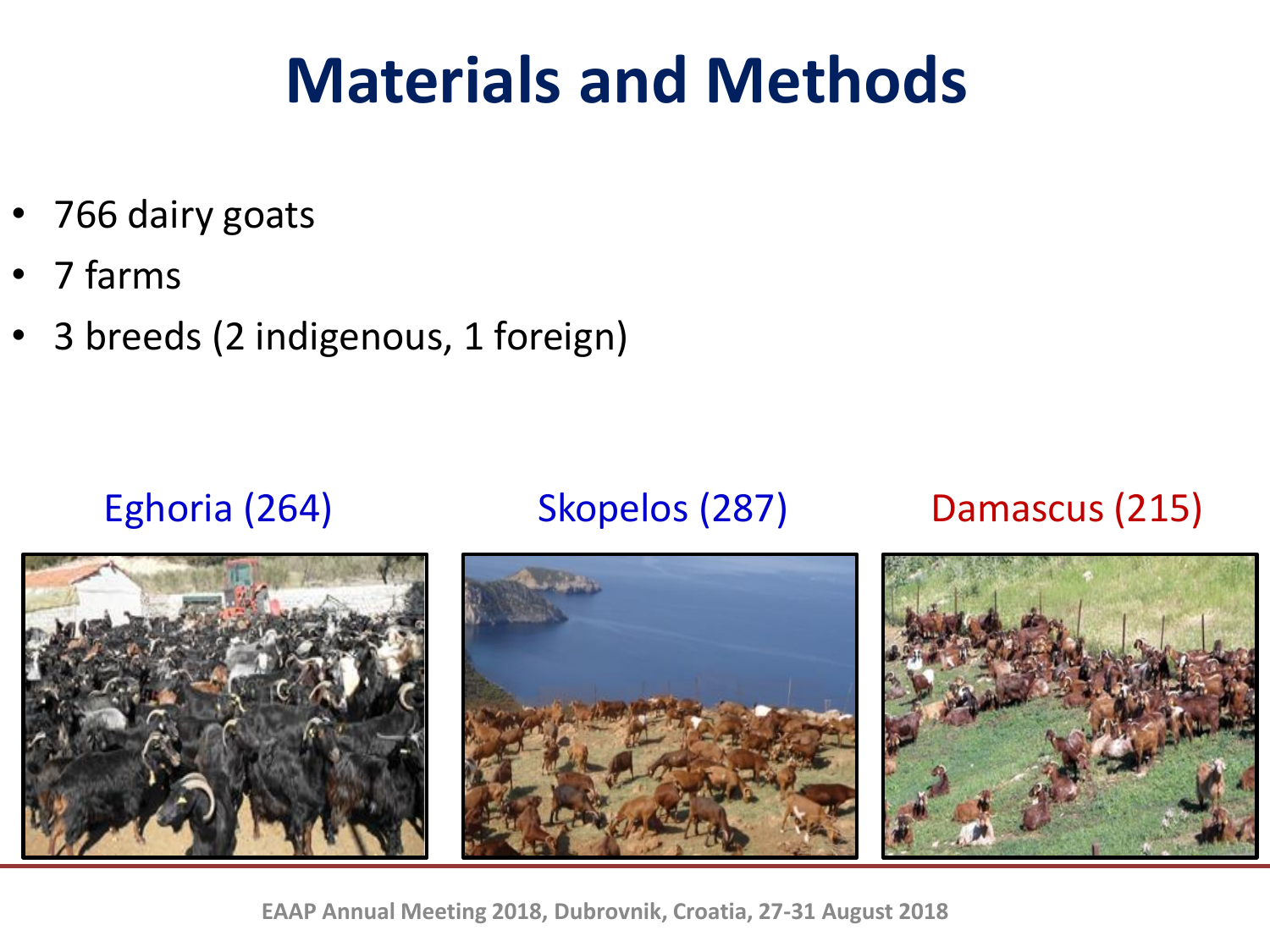# Materials and Methods

- 766 dairy goats
- 7 farms
- 3 breeds (2 indigenous, 1 foreign)

Eghoria (264)

Skopelos (287)

Damascus (215)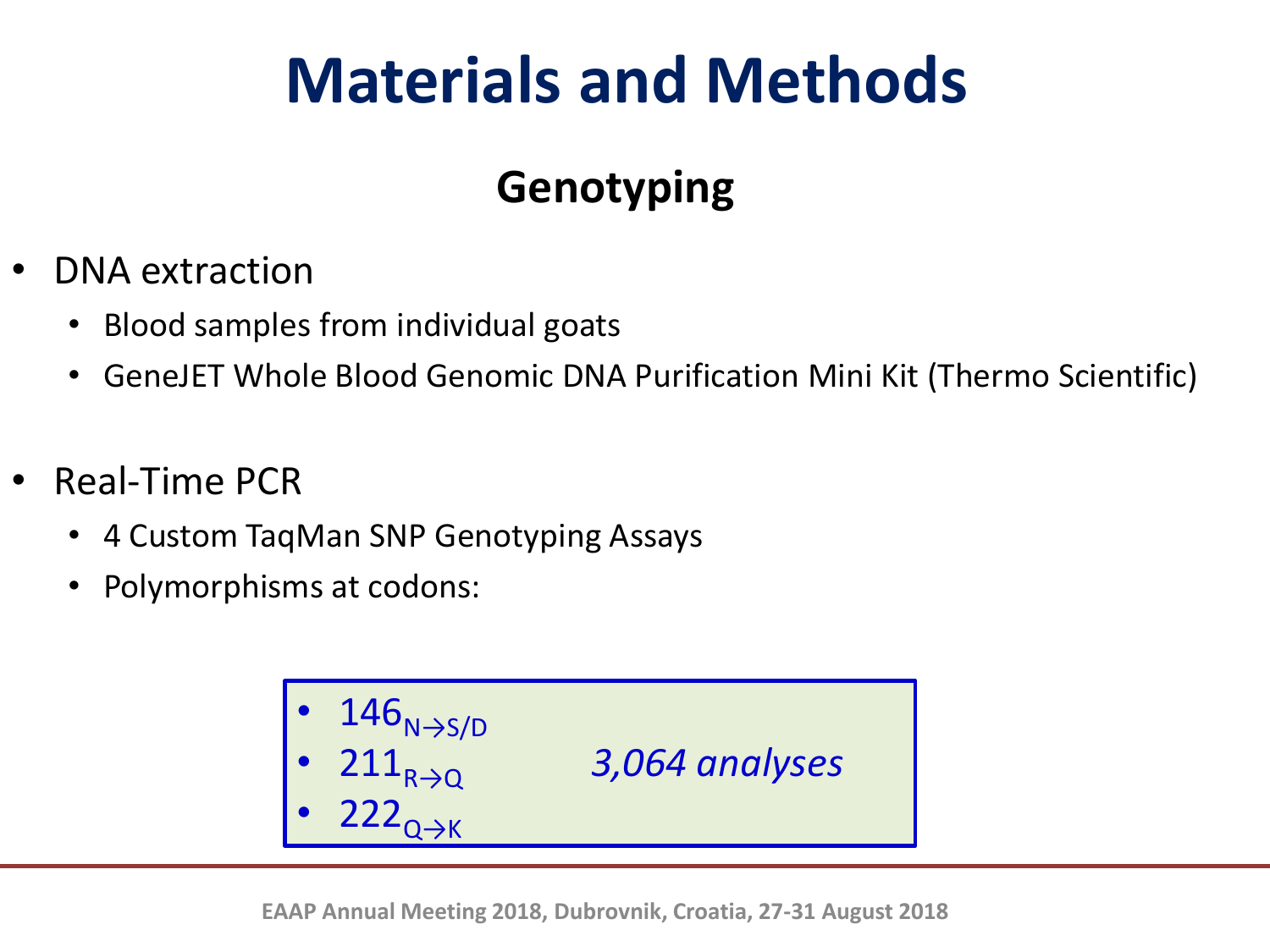# Materials and Methods

## Genotyping

- DNA extraction
  - Blood samples from individual goats
  - GeneJET Whole Blood Genomic DNA Purification Mini Kit (Thermo Scientific)

- Real-Time PCR
  - 4 Custom TaqMan SNP Genotyping Assays
  - Polymorphisms at codons:

- $146_{N \rightarrow S/D}$
- $211_{R \rightarrow Q}$
- $222_{Q \rightarrow K}$

*3,064 analyses*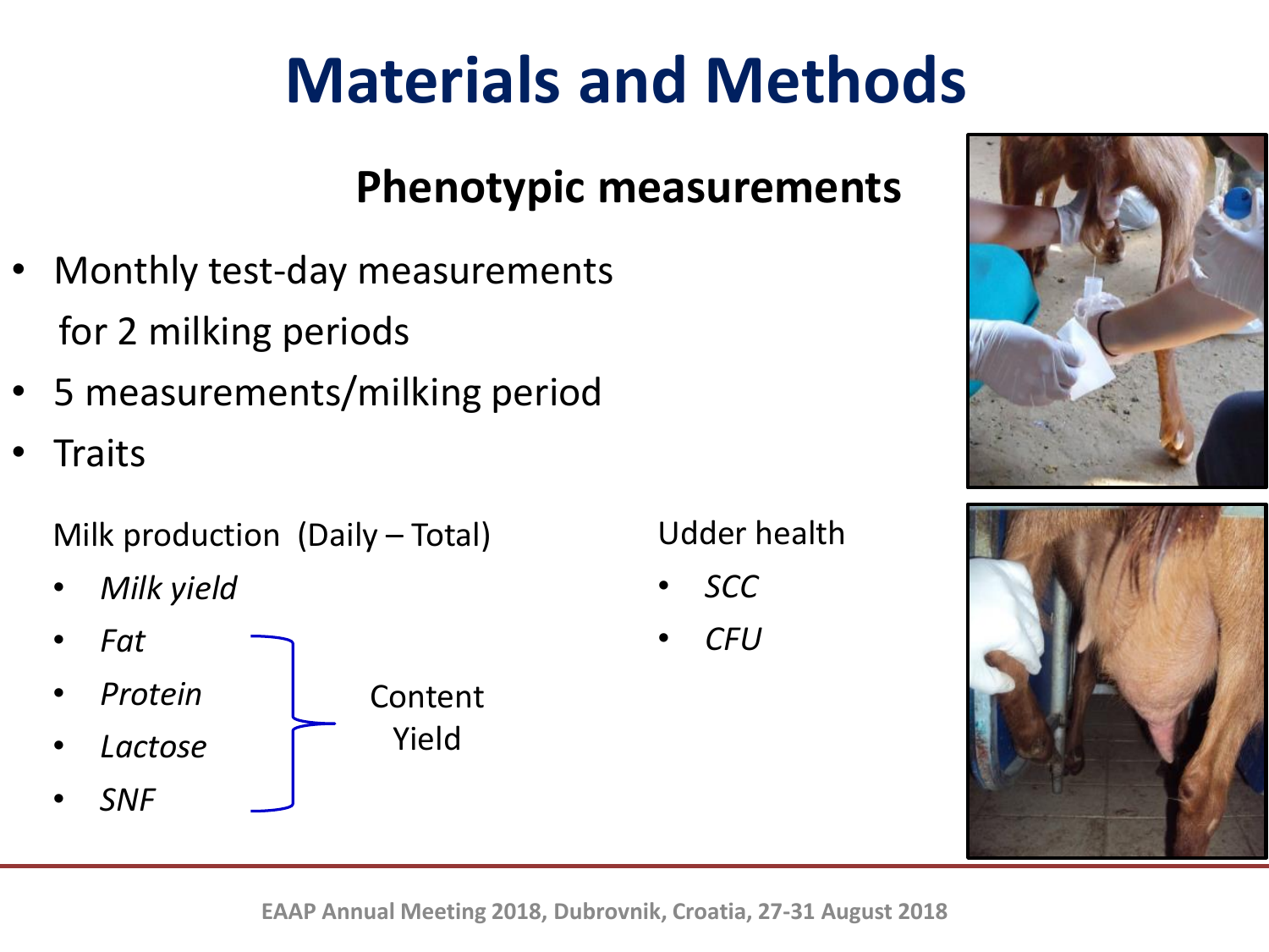# Materials and Methods

## Phenotypic measurements

- Monthly test-day measurements for 2 milking periods
- 5 measurements/milking period
- Traits

Milk production (Daily – Total)

- *Milk yield*
- *Fat*
- *Protein*
- *Lactose*
- *SNF*

(Fat, Protein, Lactose, SNF: Content, Yield)

Udder health

- *SCC*
- *CFU*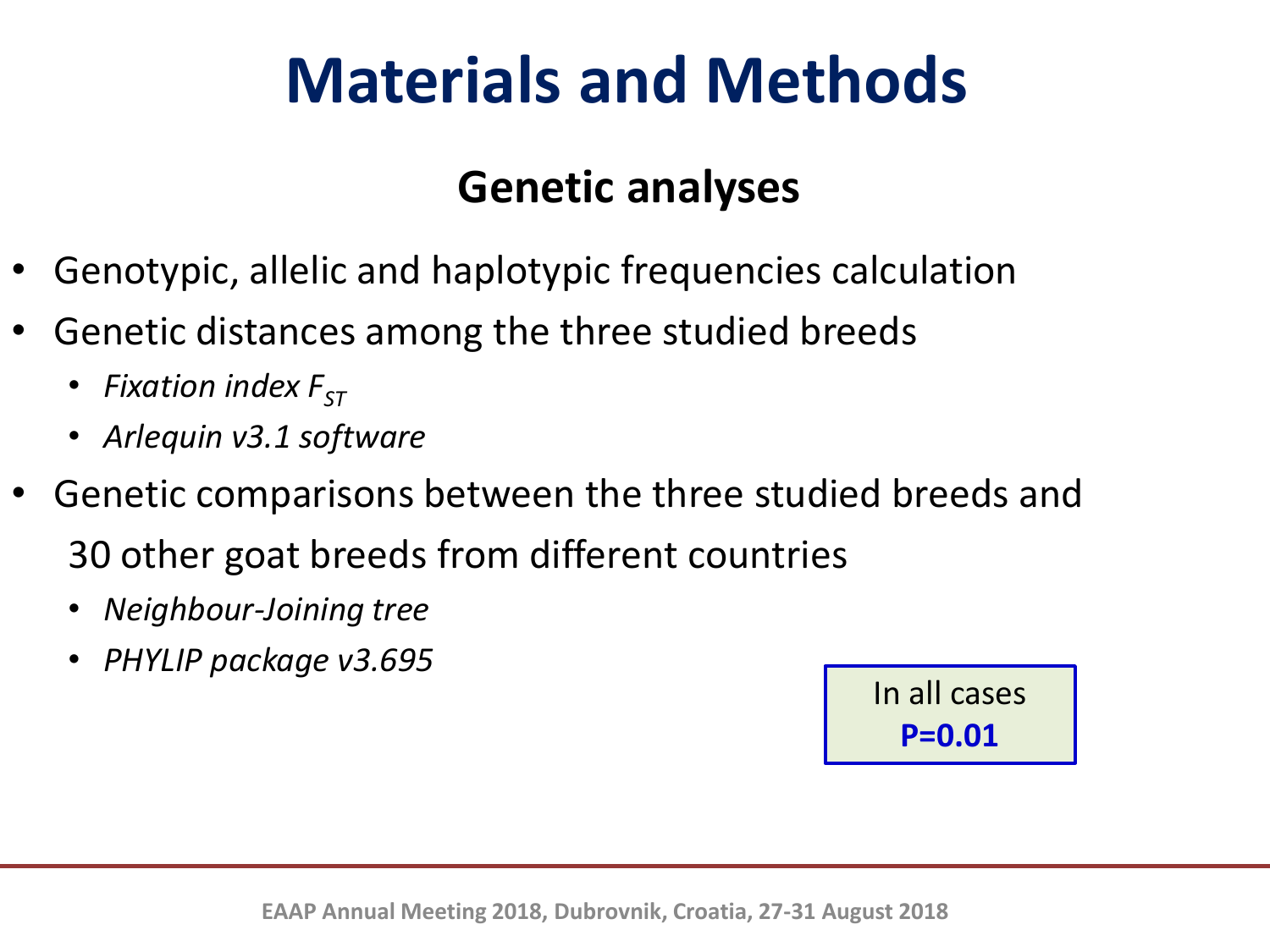# Materials and Methods

## Genetic analyses

- Genotypic, allelic and haplotypic frequencies calculation
- Genetic distances among the three studied breeds
  - *Fixation index $F_{ST}$*
  - *Arlequin v3.1 software*
- Genetic comparisons between the three studied breeds and 30 other goat breeds from different countries
  - *Neighbour-Joining tree*
  - *PHYLIP package v3.695*

In all cases **P=0.01**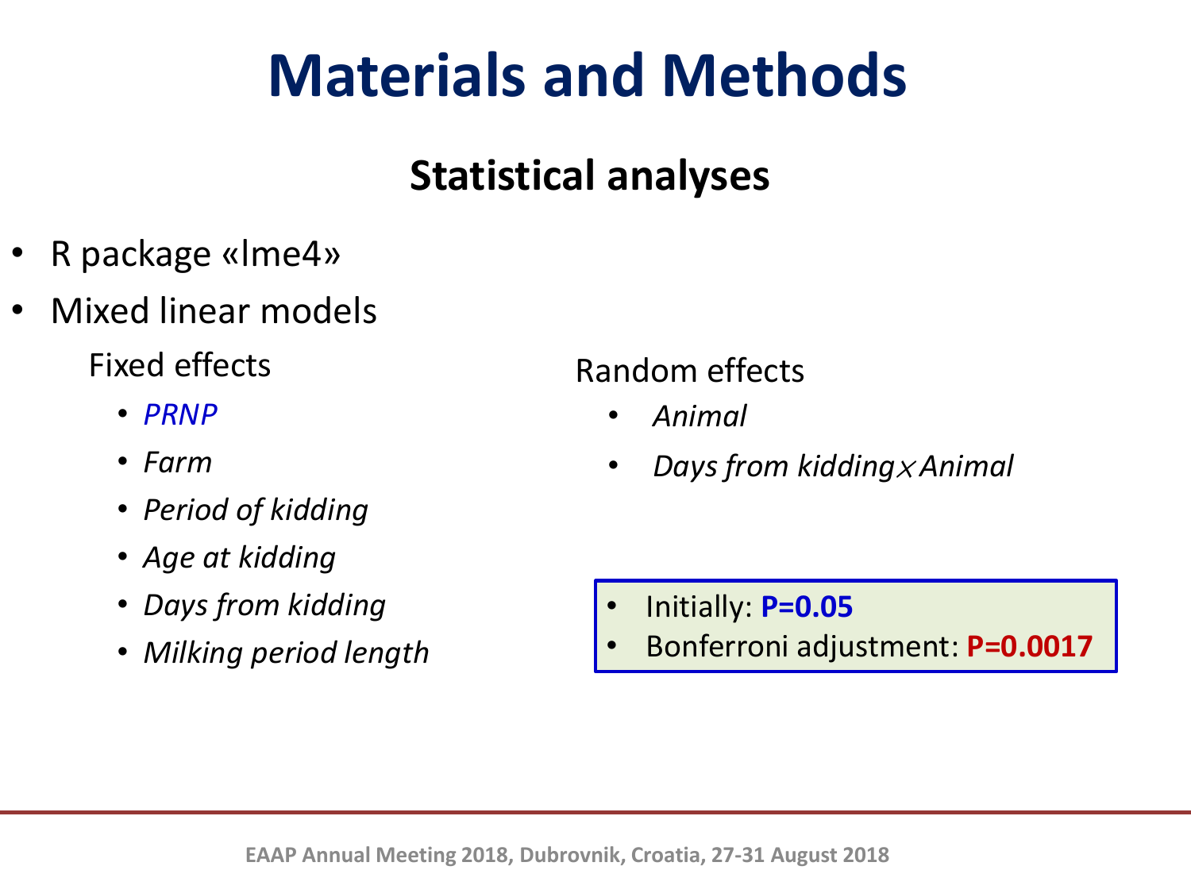# Materials and Methods

## Statistical analyses

- R package «lme4»
- Mixed linear models

Fixed effects

- *PRNP*
- *Farm*
- *Period of kidding*
- *Age at kidding*
- *Days from kidding*
- *Milking period length*

Random effects

- *Animal*
- *Days from kidding* $\times$ *Animal*

- Initially: **P=0.05**
- Bonferroni adjustment: **P=0.0017**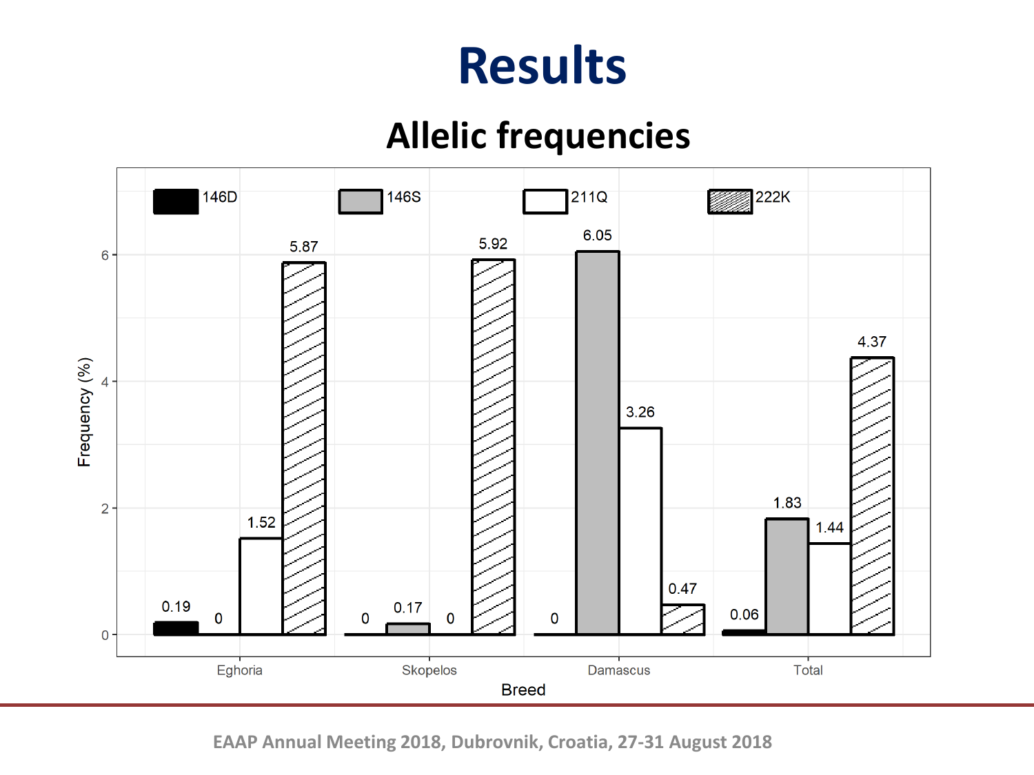# Results

## Allelic frequencies

| Breed | 146D | 146S | 211Q | 222K |
| --- | --- | --- | --- | --- |
| Eghoria | 0.19 | 0 | 1.52 | 5.87 |
| Skopelos | 0 | 0.17 | 0 | 5.92 |
| Damascus | 0 | 6.05 | 3.26 | 0.47 |
| Total | 0.06 | 1.83 | 1.44 | 4.37 |

Frequency (%)

Breed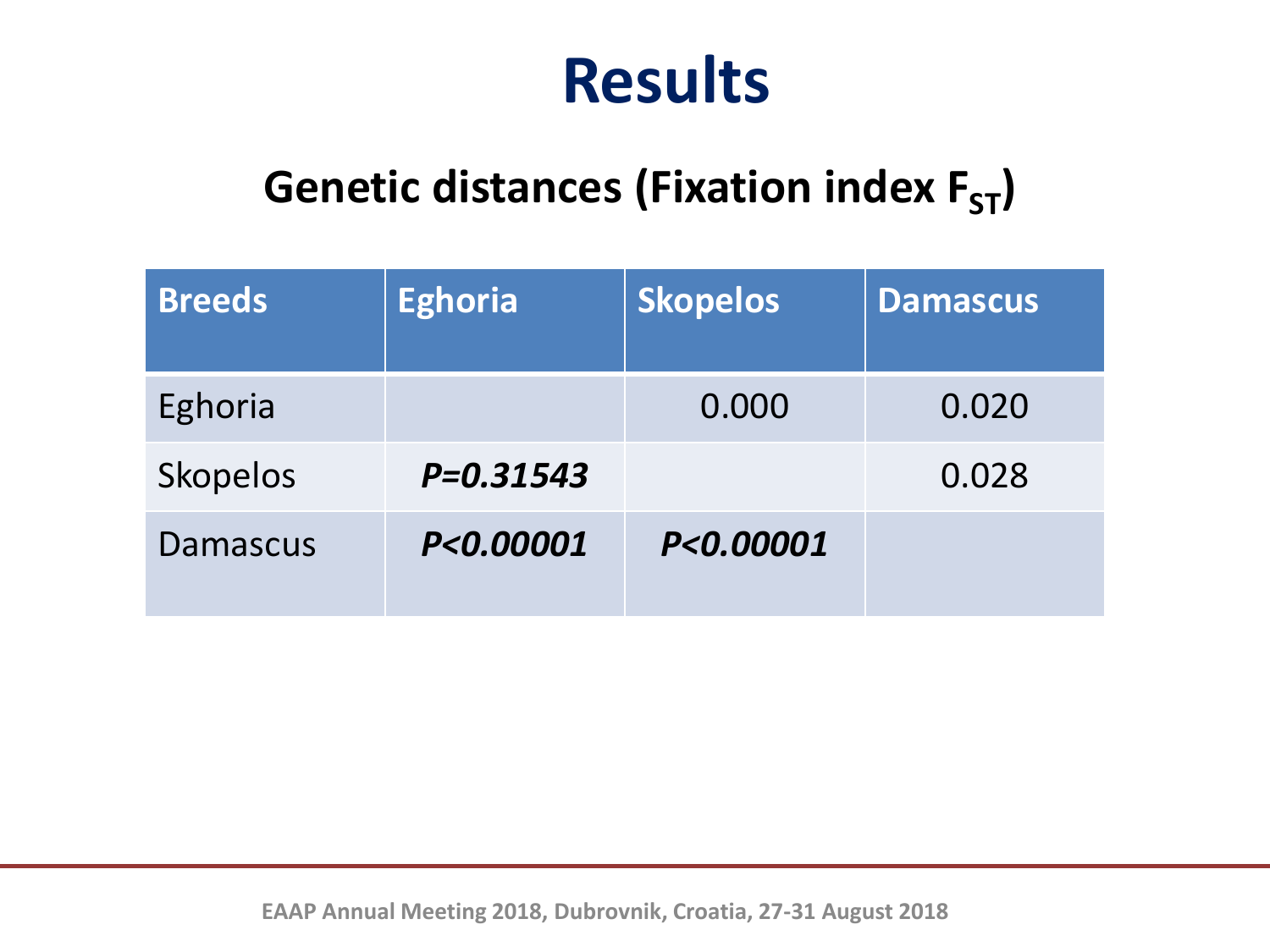# Results

## Genetic distances (Fixation index $F_{ST}$)

| Breeds | Eghoria | Skopelos | Damascus |
|---|---|---|---|
| Eghoria | | 0.000 | 0.020 |
| Skopelos | ***P=0.31543*** | | 0.028 |
| Damascus | ***P<0.00001*** | ***P<0.00001*** | |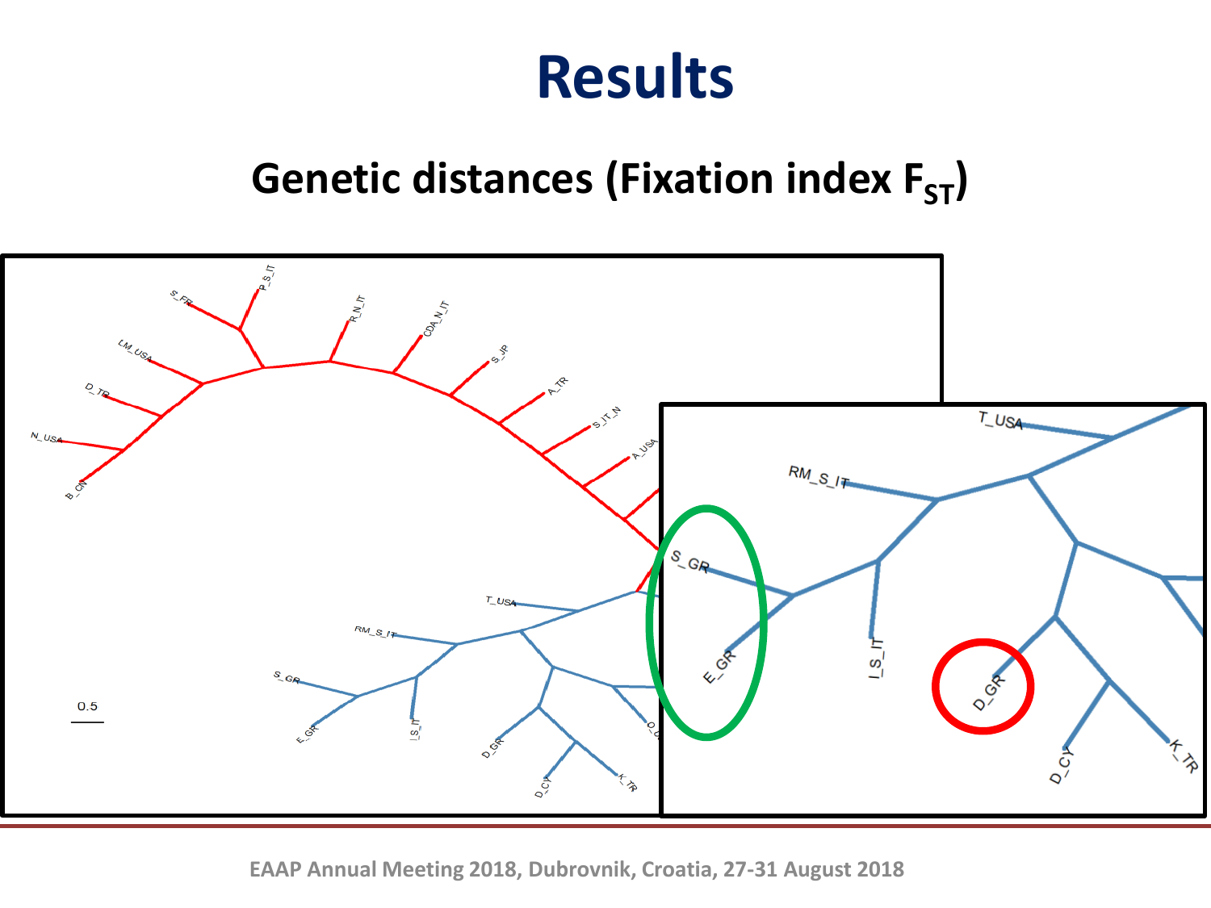# Results

## Genetic distances (Fixation index $F_{ST}$)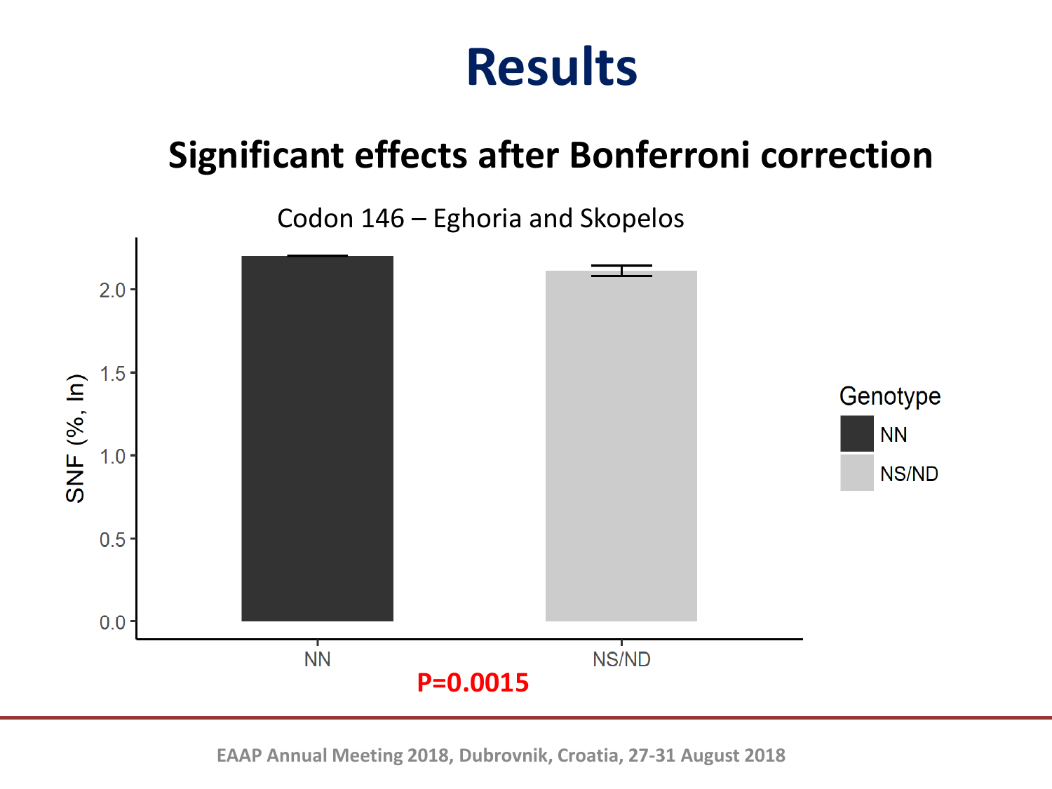# Results

## Significant effects after Bonferroni correction

Codon 146 – Eghoria and Skopelos

SNF (%, ln)

Genotype: NN, NS/ND

**P=0.0015**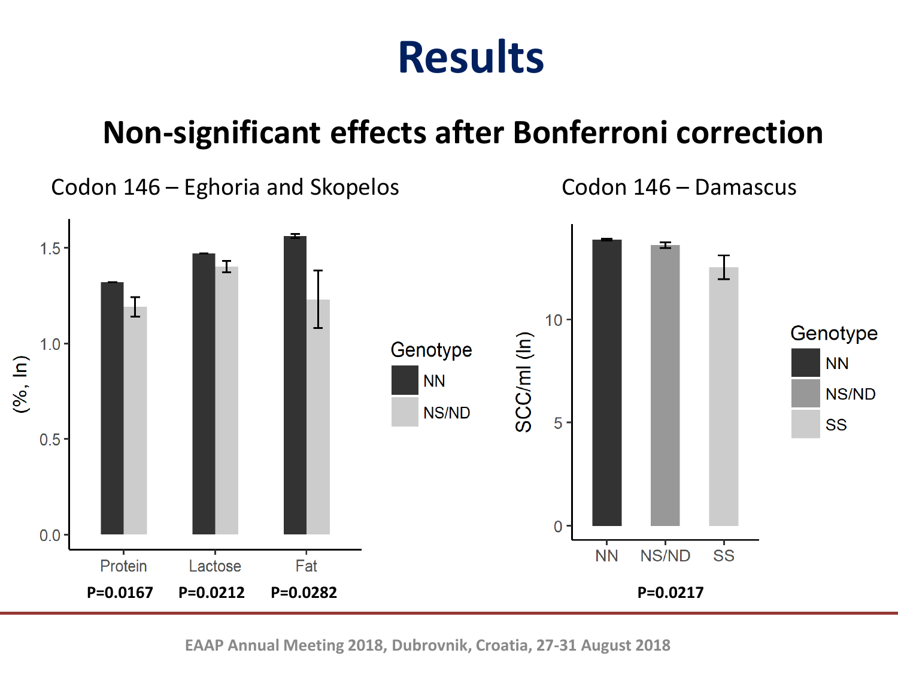# Results

## Non-significant effects after Bonferroni correction

### Codon 146 – Eghoria and Skopelos

(Bar chart: y-axis "(%, ln)", 0.0–1.5; categories Protein, Lactose, Fat; Genotype: NN, NS/ND)

**P=0.0167** (Protein) **P=0.0212** (Lactose) **P=0.0282** (Fat)

### Codon 146 – Damascus

(Bar chart: y-axis "SCC/ml (ln)", 0–10; categories NN, NS/ND, SS; Genotype: NN, NS/ND, SS)

**P=0.0217**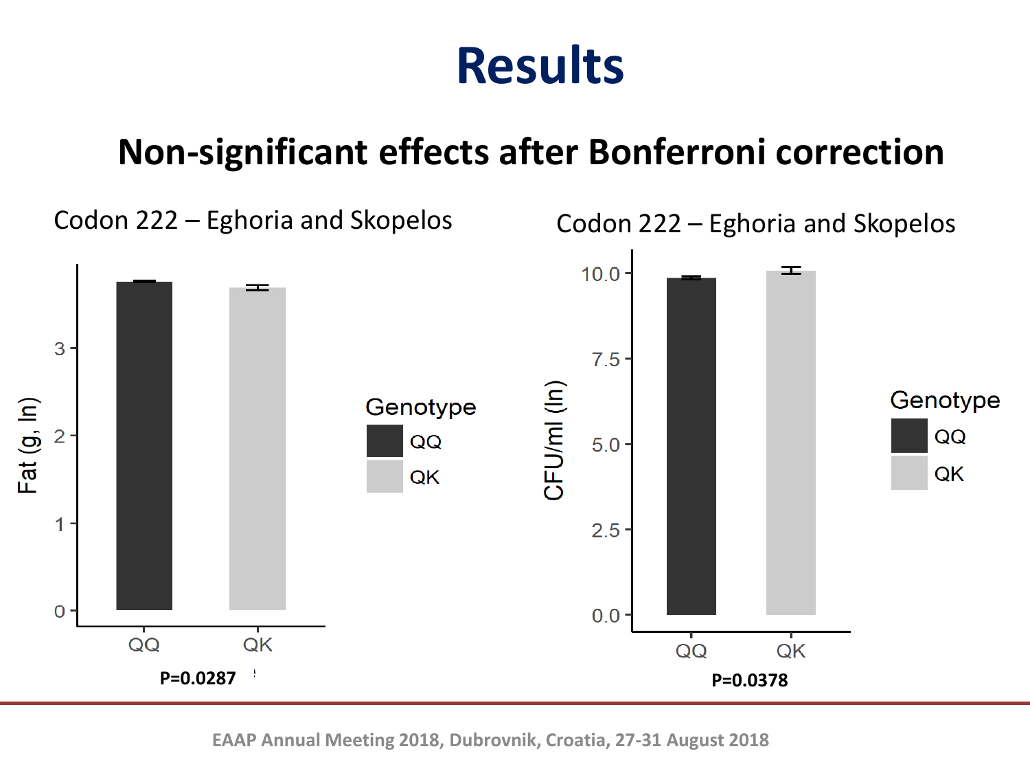# Results

## Non-significant effects after Bonferroni correction

Codon 222 – Eghoria and Skopelos

P=0.0287

Codon 222 – Eghoria and Skopelos

P=0.0378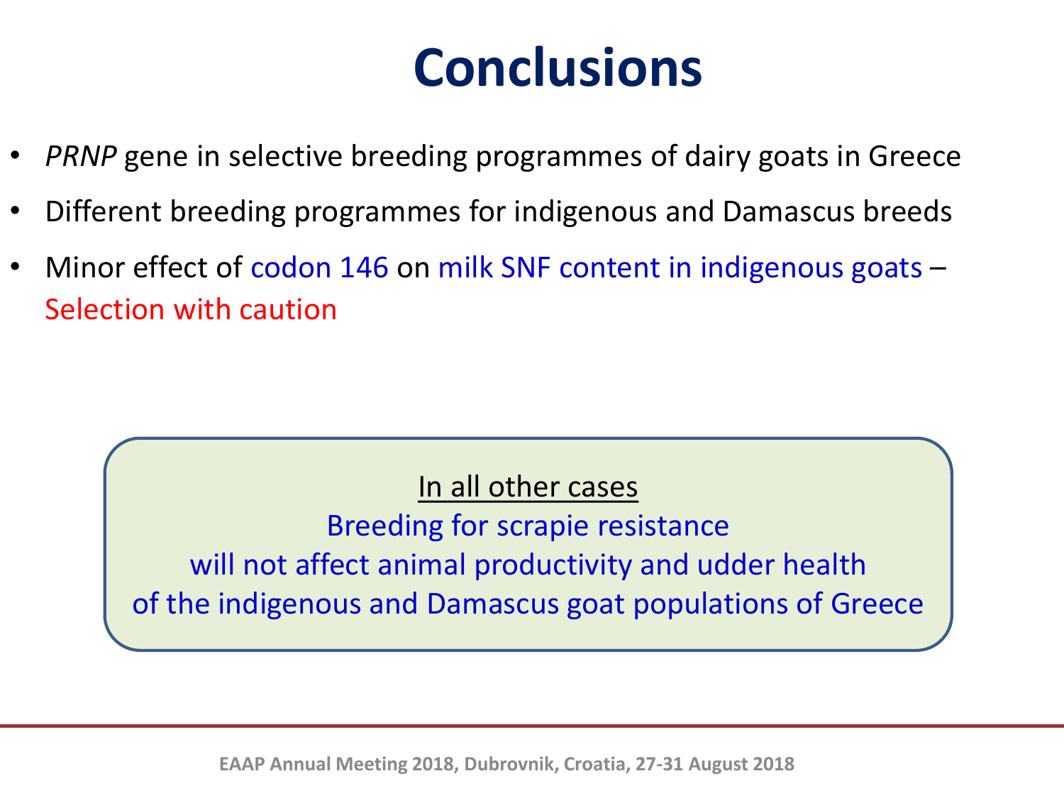# Conclusions

- *PRNP* gene in selective breeding programmes of dairy goats in Greece
- Different breeding programmes for indigenous and Damascus breeds
- Minor effect of codon 146 on milk SNF content in indigenous goats – Selection with caution

In all other cases

Breeding for scrapie resistance will not affect animal productivity and udder health of the indigenous and Damascus goat populations of Greece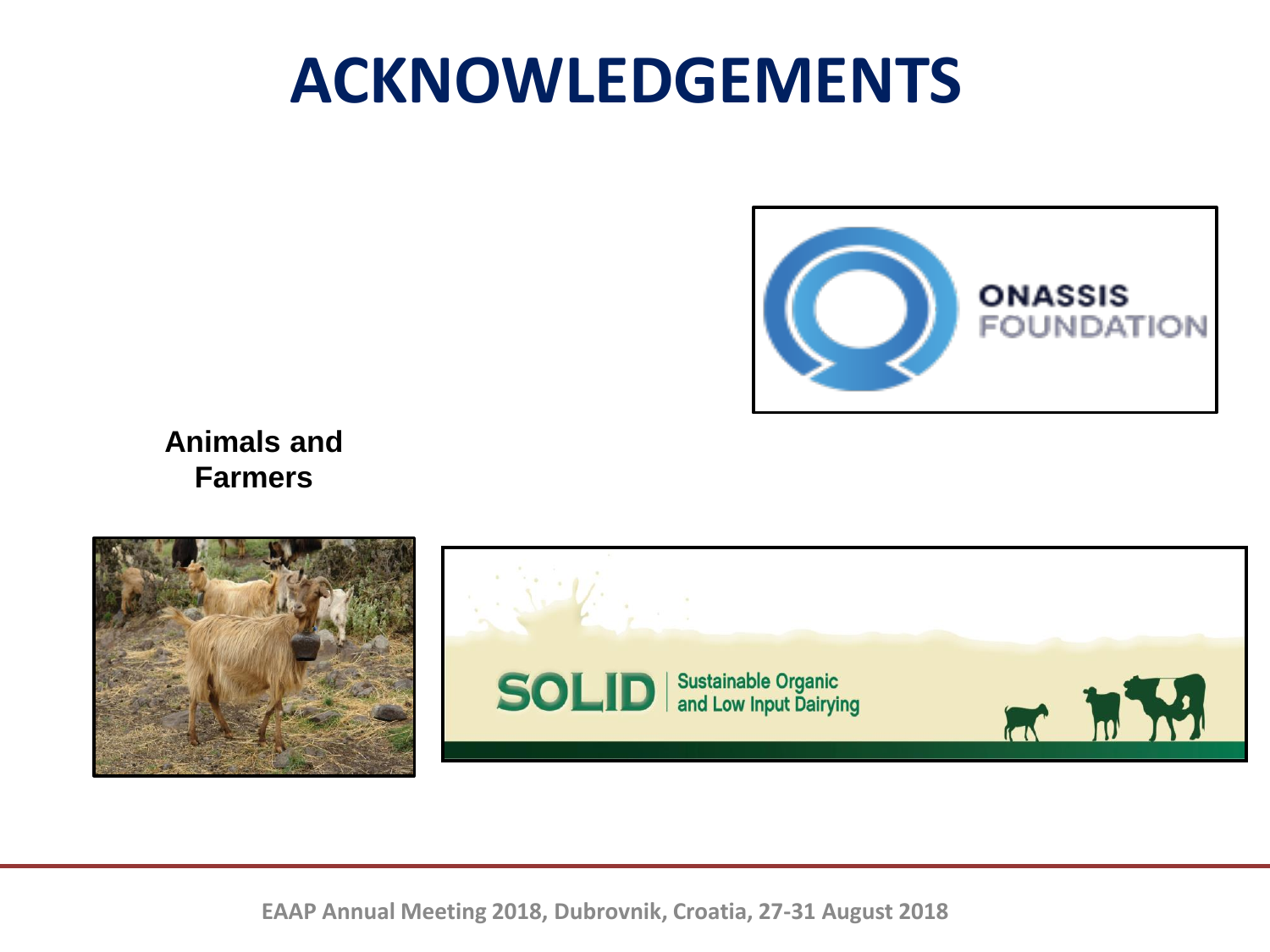# ACKNOWLEDGEMENTS

ONASSIS FOUNDATION

**Animals and Farmers**

SOLID | Sustainable Organic and Low Input Dairying